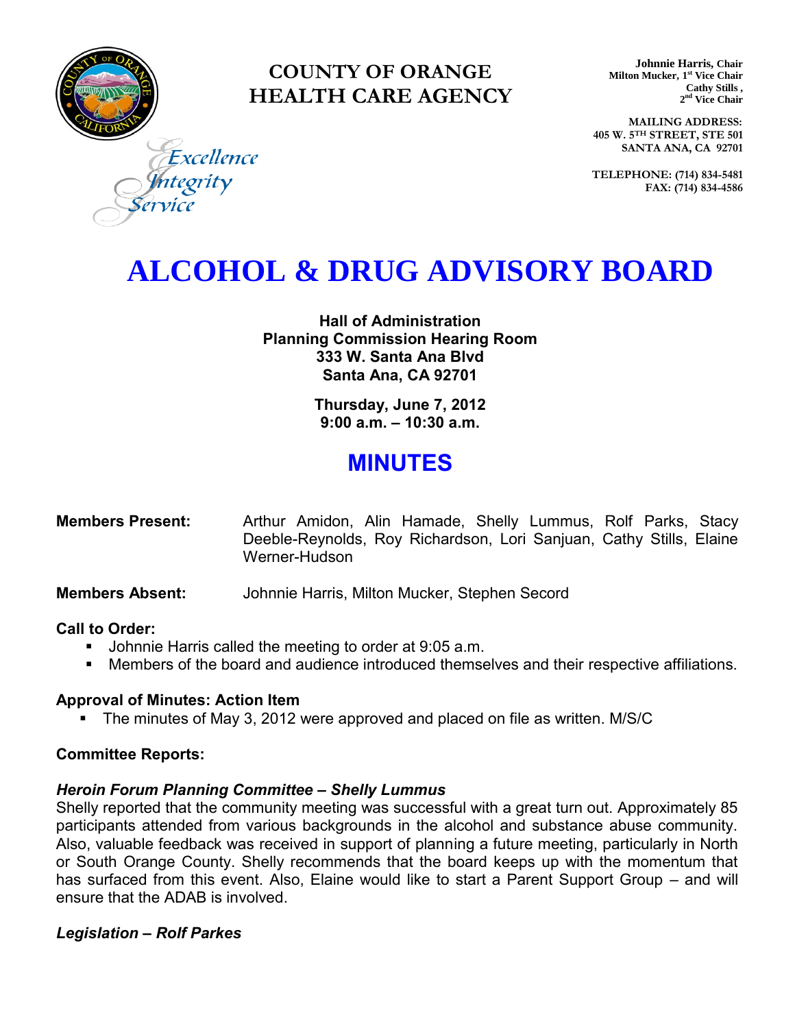# COUNTY OF ORANGE
# HEALTH CARE AGENCY

Excellence
Integrity
Service

**Johnnie Harris, Chair**
**Milton Mucker, 1st Vice Chair**
**Cathy Stills, 2nd Vice Chair**

**MAILING ADDRESS:**
**405 W. 5TH STREET, STE 501**
**SANTA ANA, CA 92701**

**TELEPHONE: (714) 834-5481**
**FAX: (714) 834-4586**

# ALCOHOL & DRUG ADVISORY BOARD

**Hall of Administration**
**Planning Commission Hearing Room**
**333 W. Santa Ana Blvd**
**Santa Ana, CA 92701**

**Thursday, June 7, 2012**
**9:00 a.m. – 10:30 a.m.**

## MINUTES

**Members Present:** Arthur Amidon, Alin Hamade, Shelly Lummus, Rolf Parks, Stacy Deeble-Reynolds, Roy Richardson, Lori Sanjuan, Cathy Stills, Elaine Werner-Hudson

**Members Absent:** Johnnie Harris, Milton Mucker, Stephen Secord

**Call to Order:**

- Johnnie Harris called the meeting to order at 9:05 a.m.
- Members of the board and audience introduced themselves and their respective affiliations.

**Approval of Minutes: Action Item**

- The minutes of May 3, 2012 were approved and placed on file as written. M/S/C

**Committee Reports:**

***Heroin Forum Planning Committee – Shelly Lummus***

Shelly reported that the community meeting was successful with a great turn out. Approximately 85 participants attended from various backgrounds in the alcohol and substance abuse community. Also, valuable feedback was received in support of planning a future meeting, particularly in North or South Orange County. Shelly recommends that the board keeps up with the momentum that has surfaced from this event. Also, Elaine would like to start a Parent Support Group – and will ensure that the ADAB is involved.

***Legislation – Rolf Parkes***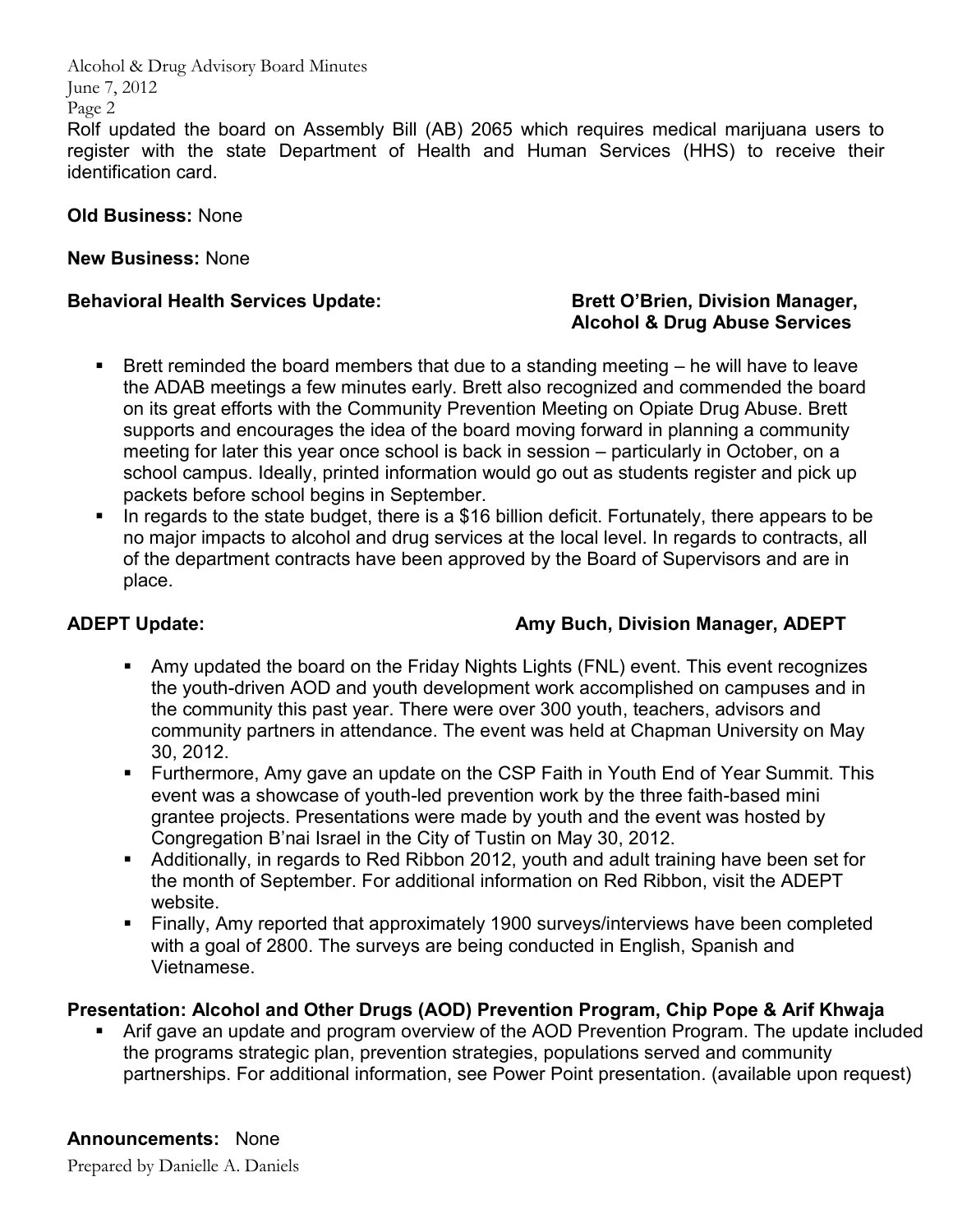Rolf updated the board on Assembly Bill (AB) 2065 which requires medical marijuana users to register with the state Department of Health and Human Services (HHS) to receive their identification card.

**Old Business:** None

**New Business:** None

**Behavioral Health Services Update:** **Brett O'Brien, Division Manager, Alcohol & Drug Abuse Services**

- Brett reminded the board members that due to a standing meeting – he will have to leave the ADAB meetings a few minutes early. Brett also recognized and commended the board on its great efforts with the Community Prevention Meeting on Opiate Drug Abuse. Brett supports and encourages the idea of the board moving forward in planning a community meeting for later this year once school is back in session – particularly in October, on a school campus. Ideally, printed information would go out as students register and pick up packets before school begins in September.
- In regards to the state budget, there is a $16 billion deficit. Fortunately, there appears to be no major impacts to alcohol and drug services at the local level. In regards to contracts, all of the department contracts have been approved by the Board of Supervisors and are in place.

**ADEPT Update:** **Amy Buch, Division Manager, ADEPT**

- Amy updated the board on the Friday Nights Lights (FNL) event. This event recognizes the youth-driven AOD and youth development work accomplished on campuses and in the community this past year. There were over 300 youth, teachers, advisors and community partners in attendance. The event was held at Chapman University on May 30, 2012.
- Furthermore, Amy gave an update on the CSP Faith in Youth End of Year Summit. This event was a showcase of youth-led prevention work by the three faith-based mini grantee projects. Presentations were made by youth and the event was hosted by Congregation B'nai Israel in the City of Tustin on May 30, 2012.
- Additionally, in regards to Red Ribbon 2012, youth and adult training have been set for the month of September. For additional information on Red Ribbon, visit the ADEPT website.
- Finally, Amy reported that approximately 1900 surveys/interviews have been completed with a goal of 2800. The surveys are being conducted in English, Spanish and Vietnamese.

**Presentation: Alcohol and Other Drugs (AOD) Prevention Program, Chip Pope & Arif Khwaja**

- Arif gave an update and program overview of the AOD Prevention Program. The update included the programs strategic plan, prevention strategies, populations served and community partnerships. For additional information, see Power Point presentation. (available upon request)

**Announcements:** None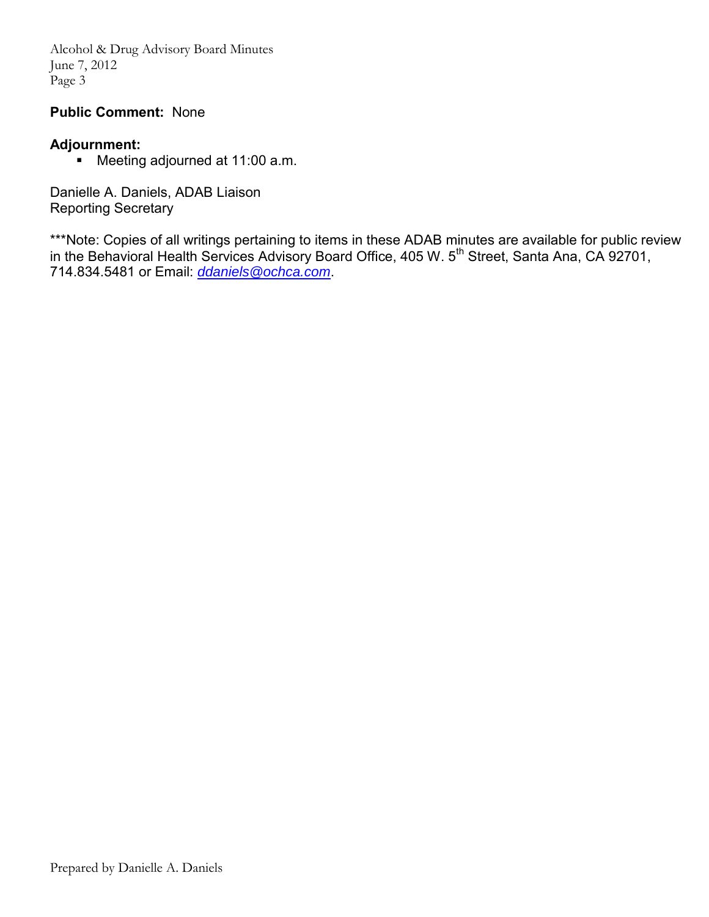**Public Comment:** None

**Adjournment:**

- Meeting adjourned at 11:00 a.m.

Danielle A. Daniels, ADAB Liaison
Reporting Secretary

***Note: Copies of all writings pertaining to items in these ADAB minutes are available for public review in the Behavioral Health Services Advisory Board Office, 405 W. 5th Street, Santa Ana, CA 92701, 714.834.5481 or Email: *ddaniels@ochca.com*.

Prepared by Danielle A. Daniels